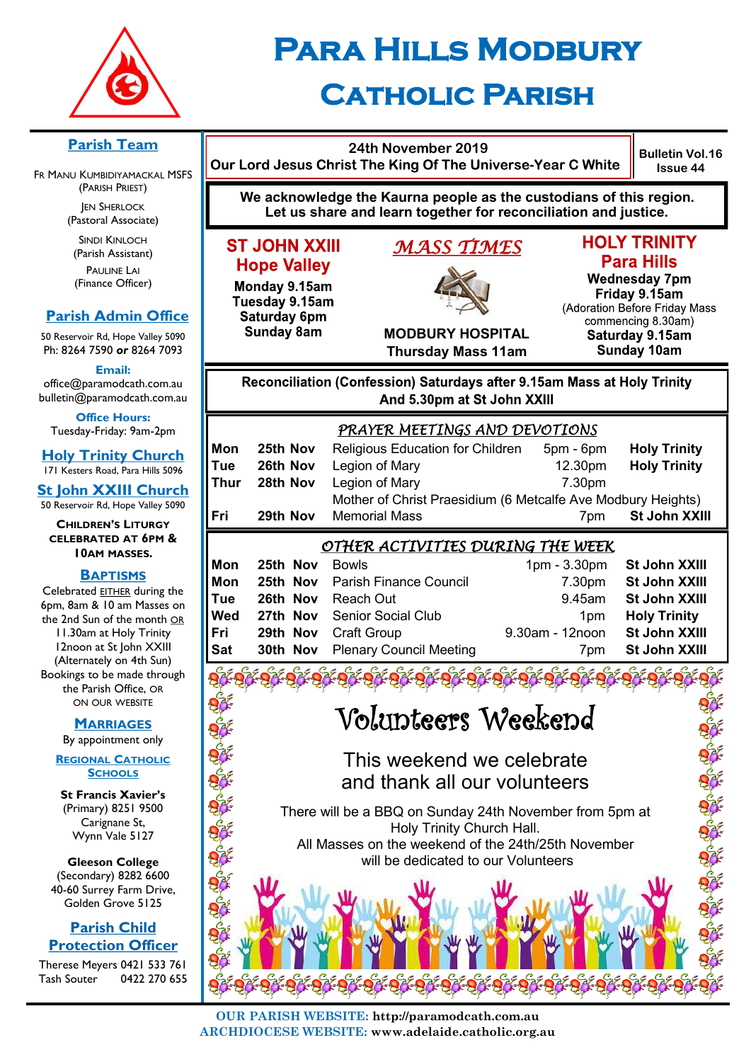# Para Hills Modbury Catholic Parish

24th November 2019
Our Lord Jesus Christ The King Of The Universe-Year C White

Bulletin Vol.16 Issue 44

**We acknowledge the Kaurna people as the custodians of this region. Let us share and learn together for reconciliation and justice.**

## MASS TIMES

**ST JOHN XXIII Hope Valley**
Monday 9.15am
Tuesday 9.15am
Saturday 6pm
Sunday 8am

**MODBURY HOSPITAL**
Thursday Mass 11am

**HOLY TRINITY Para Hills**
Wednesday 7pm
Friday 9.15am
(Adoration Before Friday Mass commencing 8.30am)
Saturday 9.15am
Sunday 10am

**Reconciliation (Confession) Saturdays after 9.15am Mass at Holy Trinity And 5.30pm at St John XXIII**

## PRAYER MEETINGS AND DEVOTIONS

| | | | | |
|---|---|---|---|---|
| Mon | 25th Nov | Religious Education for Children | 5pm - 6pm | Holy Trinity |
| Tue | 26th Nov | Legion of Mary | 12.30pm | Holy Trinity |
| Thur | 28th Nov | Legion of Mary | 7.30pm | |
| | | Mother of Christ Praesidium (6 Metcalfe Ave Modbury Heights) | | |
| Fri | 29th Nov | Memorial Mass | 7pm | St John XXIII |

## OTHER ACTIVITIES DURING THE WEEK

| | | | | |
|---|---|---|---|---|
| Mon | 25th Nov | Bowls | 1pm - 3.30pm | St John XXIII |
| Mon | 25th Nov | Parish Finance Council | 7.30pm | St John XXIII |
| Tue | 26th Nov | Reach Out | 9.45am | St John XXIII |
| Wed | 27th Nov | Senior Social Club | 1pm | Holy Trinity |
| Fri | 29th Nov | Craft Group | 9.30am - 12noon | St John XXIII |
| Sat | 30th Nov | Plenary Council Meeting | 7pm | St John XXIII |

## Volunteers Weekend

This weekend we celebrate and thank all our volunteers

There will be a BBQ on Sunday 24th November from 5pm at Holy Trinity Church Hall.
All Masses on the weekend of the 24th/25th November will be dedicated to our Volunteers

## Parish Team

Fr Manu Kumbidiyamackal MSFS (Parish Priest)
Jen Sherlock (Pastoral Associate)
Sindi Kinloch (Parish Assistant)
Pauline Lai (Finance Officer)

## Parish Admin Office

50 Reservoir Rd, Hope Valley 5090
Ph: 8264 7590 **or** 8264 7093

**Email:**
office@paramodcath.com.au
bulletin@paramodcath.com.au

**Office Hours:**
Tuesday-Friday: 9am-2pm

## Holy Trinity Church

171 Kesters Road, Para Hills 5096

## St John XXIII Church

50 Reservoir Rd, Hope Valley 5090

**Children's Liturgy celebrated at 6pm & 10am Masses.**

## Baptisms

Celebrated EITHER during the 6pm, 8am & 10 am Masses on the 2nd Sun of the month OR 11.30am at Holy Trinity 12noon at St John XXIII (Alternately on 4th Sun) Bookings to be made through the Parish Office, or on our website

## Marriages

By appointment only

## Regional Catholic Schools

**St Francis Xavier's** (Primary) 8251 9500
Carignane St, Wynn Vale 5127

**Gleeson College** (Secondary) 8282 6600
40-60 Surrey Farm Drive, Golden Grove 5125

## Parish Child Protection Officer

Therese Meyers 0421 533 761
Tash Souter 0422 270 655

**OUR PARISH WEBSITE:** http://paramodcath.com.au
**ARCHDIOCESE WEBSITE:** www.adelaide.catholic.org.au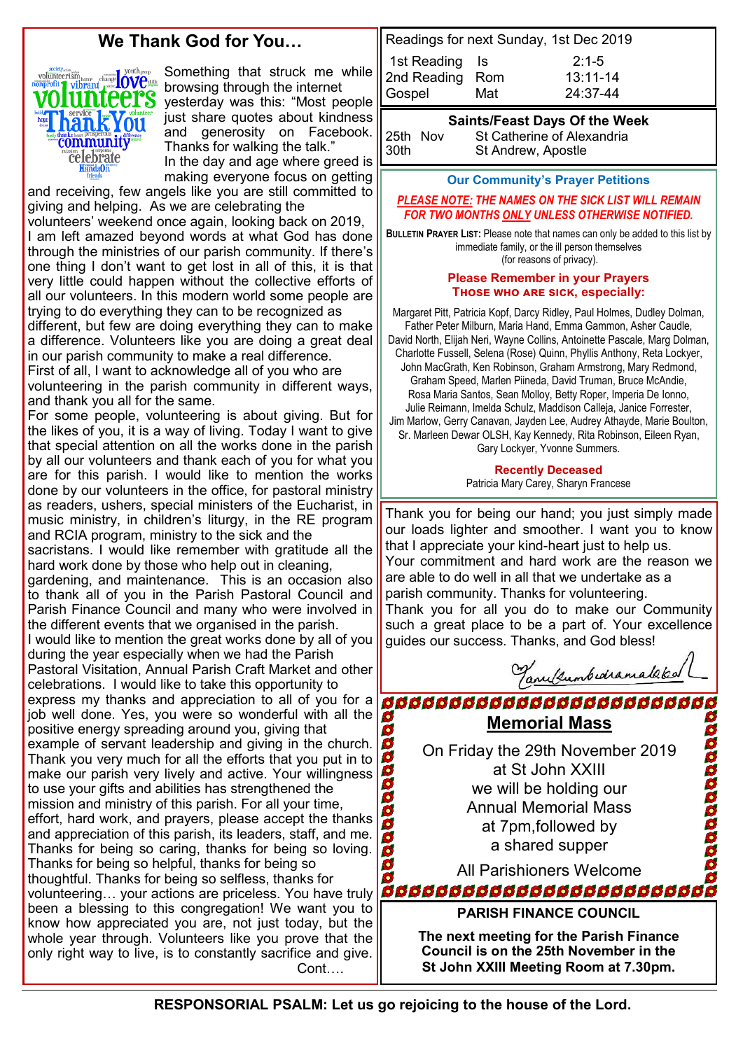## We Thank God for You…

Something that struck me while browsing through the internet yesterday was this: "Most people just share quotes about kindness and generosity on Facebook. Thanks for walking the talk."

In the day and age where greed is making everyone focus on getting and receiving, few angels like you are still committed to giving and helping. As we are celebrating the volunteers' weekend once again, looking back on 2019, I am left amazed beyond words at what God has done through the ministries of our parish community. If there's one thing I don't want to get lost in all of this, it is that very little could happen without the collective efforts of all our volunteers. In this modern world some people are trying to do everything they can to be recognized as different, but few are doing everything they can to make a difference. Volunteers like you are doing a great deal in our parish community to make a real difference.

First of all, I want to acknowledge all of you who are volunteering in the parish community in different ways, and thank you all for the same.

For some people, volunteering is about giving. But for the likes of you, it is a way of living. Today I want to give that special attention on all the works done in the parish by all our volunteers and thank each of you for what you are for this parish. I would like to mention the works done by our volunteers in the office, for pastoral ministry as readers, ushers, special ministers of the Eucharist, in music ministry, in children's liturgy, in the RE program and RCIA program, ministry to the sick and the sacristans. I would like remember with gratitude all the hard work done by those who help out in cleaning, gardening, and maintenance. This is an occasion also to thank all of you in the Parish Pastoral Council and Parish Finance Council and many who were involved in the different events that we organised in the parish.

I would like to mention the great works done by all of you during the year especially when we had the Parish Pastoral Visitation, Annual Parish Craft Market and other celebrations. I would like to take this opportunity to express my thanks and appreciation to all of you for a job well done. Yes, you were so wonderful with all the positive energy spreading around you, giving that example of servant leadership and giving in the church. Thank you very much for all the efforts that you put in to make our parish very lively and active. Your willingness to use your gifts and abilities has strengthened the mission and ministry of this parish. For all your time, effort, hard work, and prayers, please accept the thanks and appreciation of this parish, its leaders, staff, and me. Thanks for being so caring, thanks for being so loving. Thanks for being so helpful, thanks for being so thoughtful. Thanks for being so selfless, thanks for volunteering… your actions are priceless. You have truly been a blessing to this congregation! We want you to know how appreciated you are, not just today, but the whole year through. Volunteers like you prove that the only right way to live, is to constantly sacrifice and give.

Cont….

Thank you for being our hand; you just simply made our loads lighter and smoother. I want you to know that I appreciate your kind-heart just to help us.

Your commitment and hard work are the reason we are able to do well in all that we undertake as a parish community. Thanks for volunteering.

Thank you for all you do to make our Community such a great place to be a part of. Your excellence guides our success. Thanks, and God bless!

Readings for next Sunday, 1st Dec 2019

| | | |
|---|---|---|
| 1st Reading | Is | 2:1-5 |
| 2nd Reading | Rom | 13:11-14 |
| Gospel | Mat | 24:37-44 |

**Saints/Feast Days Of the Week**

| | |
|---|---|
| 25th Nov | St Catherine of Alexandria |
| 30th | St Andrew, Apostle |

**Our Community's Prayer Petitions**

***PLEASE NOTE: THE NAMES ON THE SICK LIST WILL REMAIN FOR TWO MONTHS ONLY UNLESS OTHERWISE NOTIFIED.***

**BULLETIN PRAYER LIST:** Please note that names can only be added to this list by immediate family, or the ill person themselves (for reasons of privacy).

**Please Remember in your Prayers THOSE WHO ARE SICK, especially:**

Margaret Pitt, Patricia Kopf, Darcy Ridley, Paul Holmes, Dudley Dolman, Father Peter Milburn, Maria Hand, Emma Gammon, Asher Caudle, David North, Elijah Neri, Wayne Collins, Antoinette Pascale, Marg Dolman, Charlotte Fussell, Selena (Rose) Quinn, Phyllis Anthony, Reta Lockyer, John MacGrath, Ken Robinson, Graham Armstrong, Mary Redmond, Graham Speed, Marlen Piineda, David Truman, Bruce McAndie, Rosa Maria Santos, Sean Molloy, Betty Roper, Imperia De Ionno, Julie Reimann, Imelda Schulz, Maddison Calleja, Janice Forrester, Jim Marlow, Gerry Canavan, Jayden Lee, Audrey Athayde, Marie Boulton, Sr. Marleen Dewar OLSH, Kay Kennedy, Rita Robinson, Eileen Ryan, Gary Lockyer, Yvonne Summers.

**Recently Deceased**

Patricia Mary Carey, Sharyn Francese

## Memorial Mass

On Friday the 29th November 2019 at St John XXIII we will be holding our Annual Memorial Mass at 7pm,followed by a shared supper

All Parishioners Welcome

**PARISH FINANCE COUNCIL**

**The next meeting for the Parish Finance Council is on the 25th November in the St John XXIII Meeting Room at 7.30pm.**

**RESPONSORIAL PSALM: Let us go rejoicing to the house of the Lord.**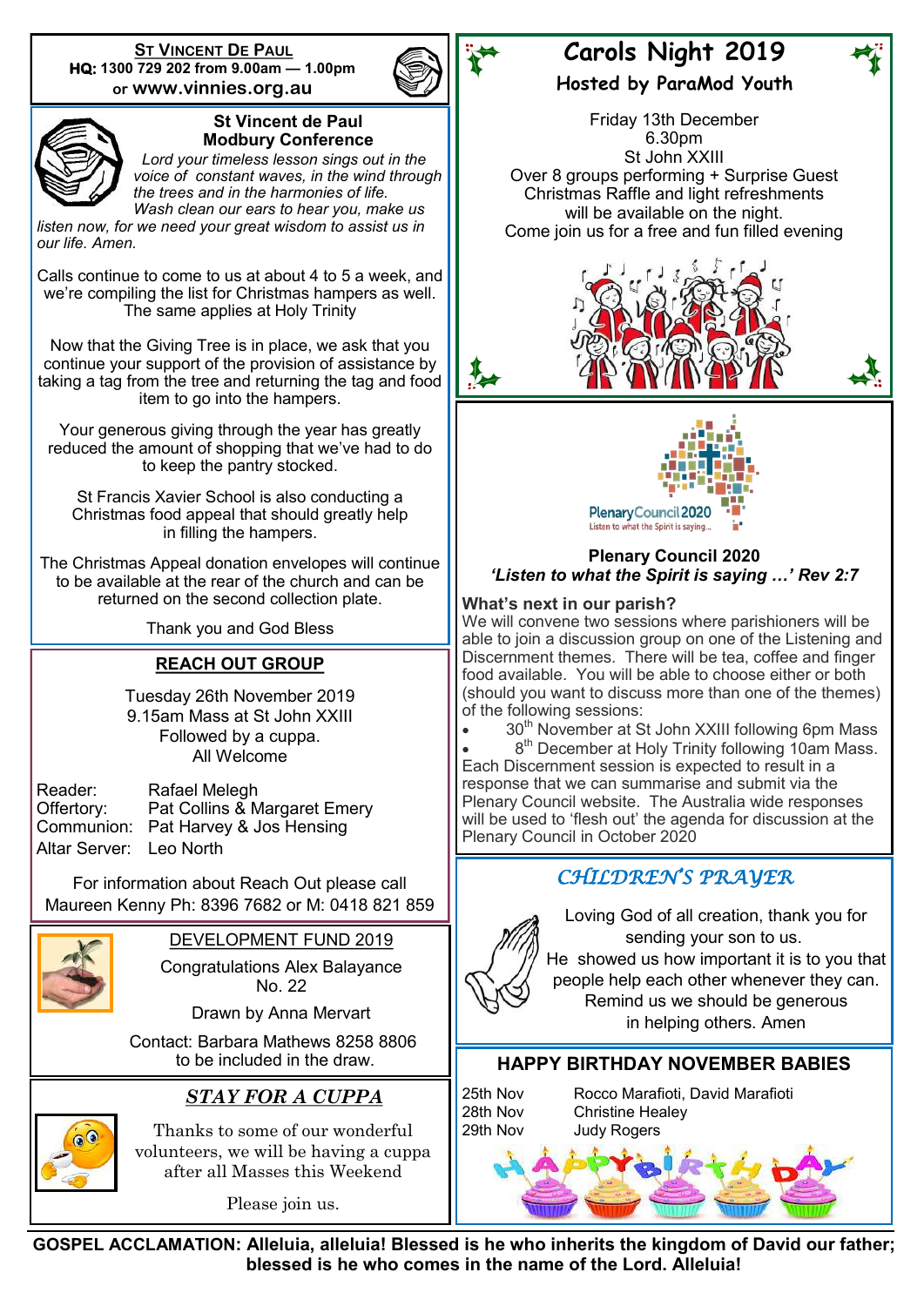## ST VINCENT DE PAUL

**HQ: 1300 729 202 from 9.00am — 1.00pm**
**or www.vinnies.org.au**

### St Vincent de Paul Modbury Conference

*Lord your timeless lesson sings out in the voice of constant waves, in the wind through the trees and in the harmonies of life. Wash clean our ears to hear you, make us listen now, for we need your great wisdom to assist us in our life. Amen.*

Calls continue to come to us at about 4 to 5 a week, and we're compiling the list for Christmas hampers as well. The same applies at Holy Trinity

Now that the Giving Tree is in place, we ask that you continue your support of the provision of assistance by taking a tag from the tree and returning the tag and food item to go into the hampers.

Your generous giving through the year has greatly reduced the amount of shopping that we've had to do to keep the pantry stocked.

St Francis Xavier School is also conducting a Christmas food appeal that should greatly help in filling the hampers.

The Christmas Appeal donation envelopes will continue to be available at the rear of the church and can be returned on the second collection plate.

Thank you and God Bless

## REACH OUT GROUP

Tuesday 26th November 2019
9.15am Mass at St John XXIII
Followed by a cuppa.
All Welcome

| | |
|---|---|
| Reader: | Rafael Melegh |
| Offertory: | Pat Collins & Margaret Emery |
| Communion: | Pat Harvey & Jos Hensing |
| Altar Server: | Leo North |

For information about Reach Out please call Maureen Kenny Ph: 8396 7682 or M: 0418 821 859

## DEVELOPMENT FUND 2019

Congratulations Alex Balayance
No. 22

Drawn by Anna Mervart

Contact: Barbara Mathews 8258 8806 to be included in the draw.

## *STAY FOR A CUPPA*

Thanks to some of our wonderful volunteers, we will be having a cuppa after all Masses this Weekend

Please join us.

## Carols Night 2019

### Hosted by ParaMod Youth

Friday 13th December
6.30pm
St John XXIII
Over 8 groups performing + Surprise Guest
Christmas Raffle and light refreshments will be available on the night.
Come join us for a free and fun filled evening

PlenaryCouncil2020
Listen to what the Spirit is saying...

### Plenary Council 2020

***'Listen to what the Spirit is saying …' Rev 2:7***

**What's next in our parish?**

We will convene two sessions where parishioners will be able to join a discussion group on one of the Listening and Discernment themes. There will be tea, coffee and finger food available. You will be able to choose either or both (should you want to discuss more than one of the themes) of the following sessions:

- 30th November at St John XXIII following 6pm Mass
- 8th December at Holy Trinity following 10am Mass.

Each Discernment session is expected to result in a response that we can summarise and submit via the Plenary Council website. The Australia wide responses will be used to 'flesh out' the agenda for discussion at the Plenary Council in October 2020

## *CHILDREN'S PRAYER*

Loving God of all creation, thank you for sending your son to us.
He showed us how important it is to you that people help each other whenever they can.
Remind us we should be generous in helping others. Amen

## HAPPY BIRTHDAY NOVEMBER BABIES

| | |
|---|---|
| 25th Nov | Rocco Marafioti, David Marafioti |
| 28th Nov | Christine Healey |
| 29th Nov | Judy Rogers |

**GOSPEL ACCLAMATION: Alleluia, alleluia! Blessed is he who inherits the kingdom of David our father; blessed is he who comes in the name of the Lord. Alleluia!**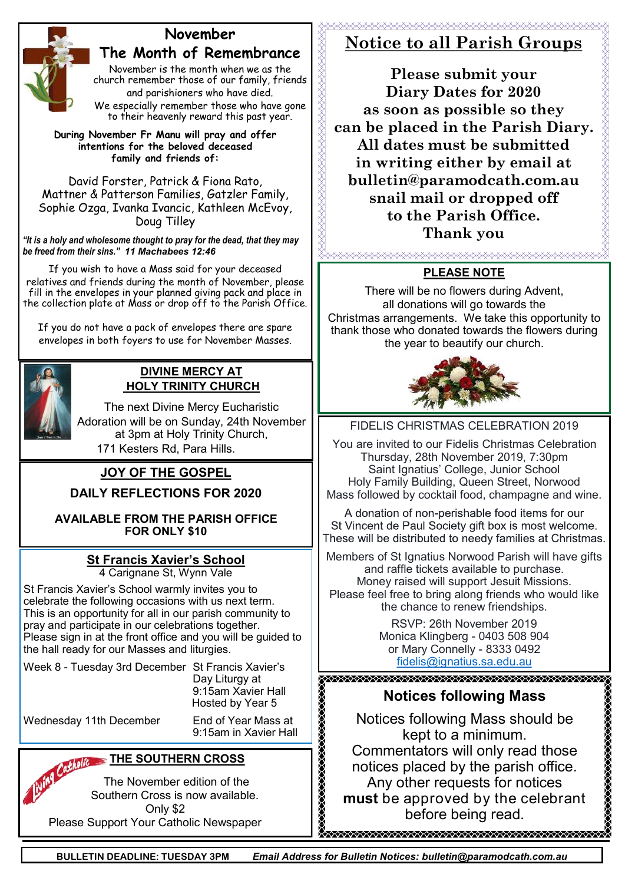# November
## The Month of Remembrance

November is the month when we as the church remember those of our family, friends and parishioners who have died.
We especially remember those who have gone to their heavenly reward this past year.

**During November Fr Manu will pray and offer intentions for the beloved deceased family and friends of:**

David Forster, Patrick & Fiona Rato, Mattner & Patterson Families, Gatzler Family, Sophie Ozga, Ivanka Ivancic, Kathleen McEvoy, Doug Tilley

***"It is a holy and wholesome thought to pray for the dead, that they may be freed from their sins." 11 Machabees 12:46***

If you wish to have a Mass said for your deceased relatives and friends during the month of November, please fill in the envelopes in your planned giving pack and place in the collection plate at Mass or drop off to the Parish Office.

If you do not have a pack of envelopes there are spare envelopes in both foyers to use for November Masses.

## DIVINE MERCY AT HOLY TRINITY CHURCH

The next Divine Mercy Eucharistic Adoration will be on Sunday, 24th November at 3pm at Holy Trinity Church, 171 Kesters Rd, Para Hills.

## JOY OF THE GOSPEL

**DAILY REFLECTIONS FOR 2020**

**AVAILABLE FROM THE PARISH OFFICE FOR ONLY $10**

## St Francis Xavier's School

4 Carignane St, Wynn Vale

St Francis Xavier's School warmly invites you to celebrate the following occasions with us next term. This is an opportunity for all in our parish community to pray and participate in our celebrations together.
Please sign in at the front office and you will be guided to the hall ready for our Masses and liturgies.

| | |
|---|---|
| Week 8 - Tuesday 3rd December | St Francis Xavier's Day Liturgy at 9:15am Xavier Hall Hosted by Year 5 |
| Wednesday 11th December | End of Year Mass at 9:15am in Xavier Hall |

## THE SOUTHERN CROSS

The November edition of the Southern Cross is now available.
Only $2
Please Support Your Catholic Newspaper

# Notice to all Parish Groups

**Please submit your Diary Dates for 2020 as soon as possible so they can be placed in the Parish Diary. All dates must be submitted in writing either by email at bulletin@paramodcath.com.au snail mail or dropped off to the Parish Office. Thank you**

## PLEASE NOTE

There will be no flowers during Advent, all donations will go towards the Christmas arrangements. We take this opportunity to thank those who donated towards the flowers during the year to beautify our church.

## FIDELIS CHRISTMAS CELEBRATION 2019

You are invited to our Fidelis Christmas Celebration
Thursday, 28th November 2019, 7:30pm
Saint Ignatius' College, Junior School
Holy Family Building, Queen Street, Norwood
Mass followed by cocktail food, champagne and wine.

A donation of non-perishable food items for our St Vincent de Paul Society gift box is most welcome. These will be distributed to needy families at Christmas.

Members of St Ignatius Norwood Parish will have gifts and raffle tickets available to purchase.
Money raised will support Jesuit Missions.
Please feel free to bring along friends who would like the chance to renew friendships.

RSVP: 26th November 2019
Monica Klingberg - 0403 508 904
or Mary Connelly - 8333 0492
fidelis@ignatius.sa.edu.au

## Notices following Mass

Notices following Mass should be kept to a minimum.
Commentators will only read those notices placed by the parish office.
Any other requests for notices **must** be approved by the celebrant before being read.

**BULLETIN DEADLINE: TUESDAY 3PM** ***Email Address for Bulletin Notices: bulletin@paramodcath.com.au***